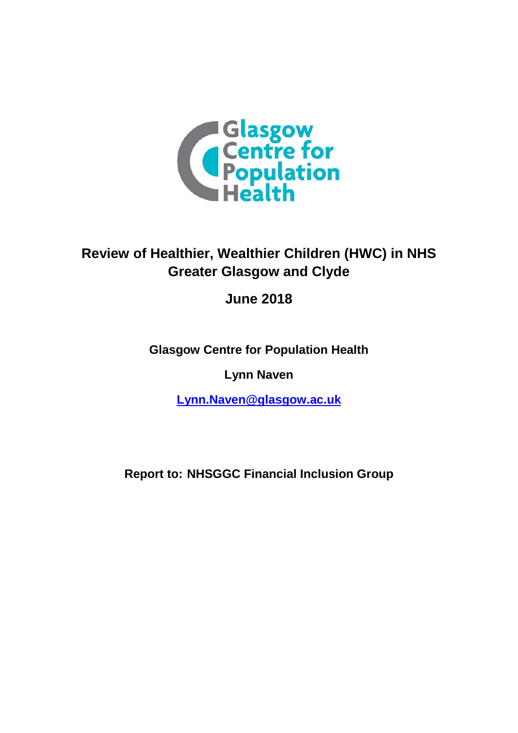# Review of Healthier, Wealthier Children (HWC) in NHS Greater Glasgow and Clyde

**June 2018**

**Glasgow Centre for Population Health**

**Lynn Naven**

**Lynn.Naven@glasgow.ac.uk**

**Report to: NHSGGC Financial Inclusion Group**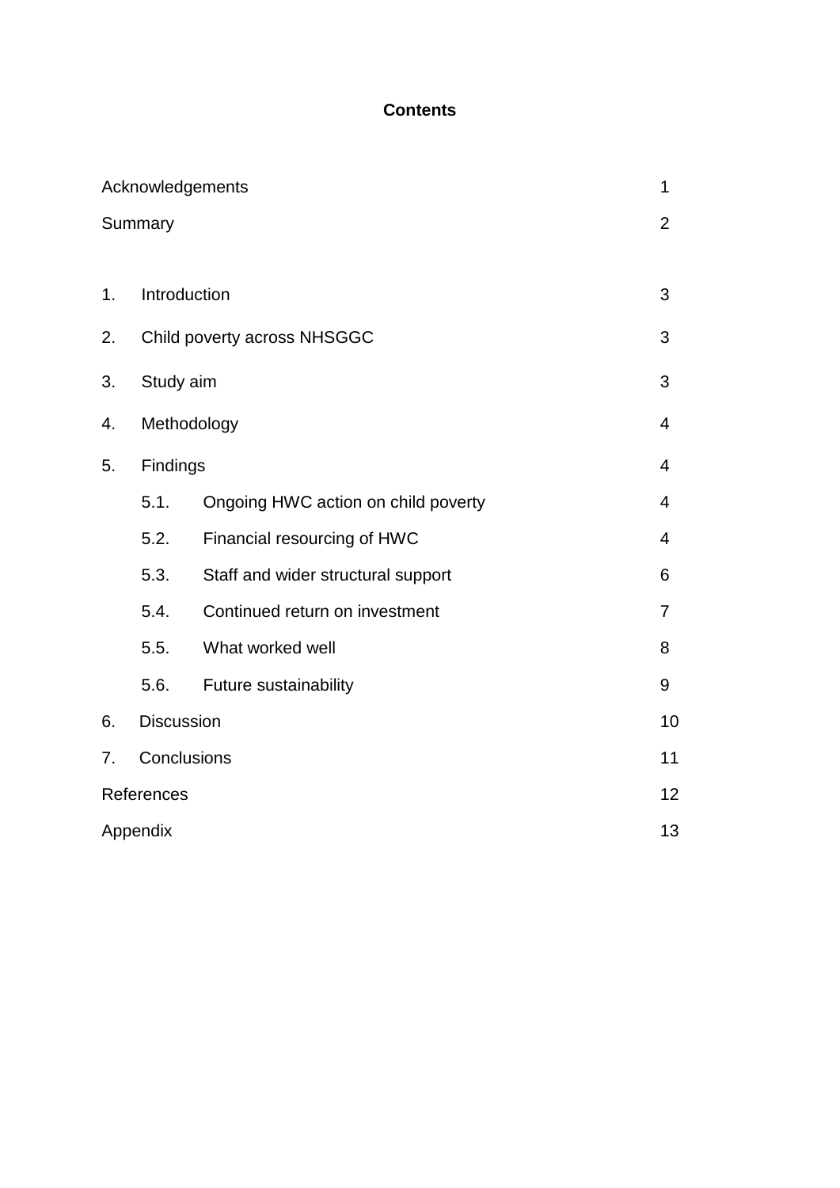**Contents**

| | |
|---|---|
| Acknowledgements | 1 |
| Summary | 2 |
| 1. Introduction | 3 |
| 2. Child poverty across NHSGGC | 3 |
| 3. Study aim | 3 |
| 4. Methodology | 4 |
| 5. Findings | 4 |
| 5.1. Ongoing HWC action on child poverty | 4 |
| 5.2. Financial resourcing of HWC | 4 |
| 5.3. Staff and wider structural support | 6 |
| 5.4. Continued return on investment | 7 |
| 5.5. What worked well | 8 |
| 5.6. Future sustainability | 9 |
| 6. Discussion | 10 |
| 7. Conclusions | 11 |
| References | 12 |
| Appendix | 13 |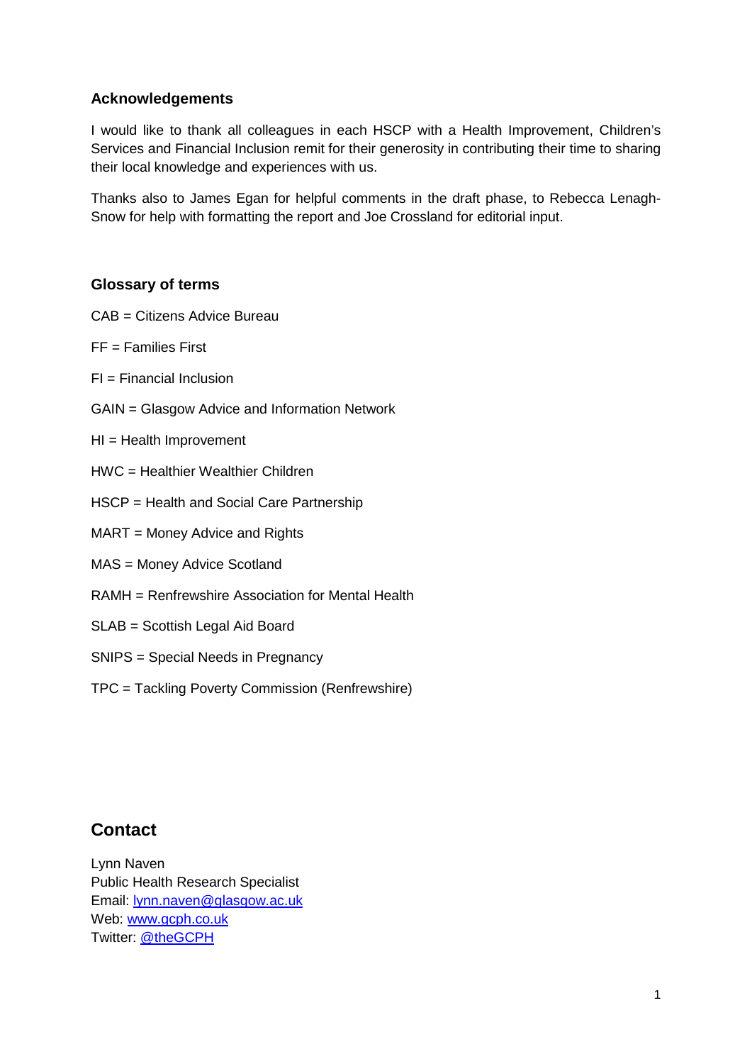## Acknowledgements

I would like to thank all colleagues in each HSCP with a Health Improvement, Children's Services and Financial Inclusion remit for their generosity in contributing their time to sharing their local knowledge and experiences with us.

Thanks also to James Egan for helpful comments in the draft phase, to Rebecca Lenagh-Snow for help with formatting the report and Joe Crossland for editorial input.

## Glossary of terms

CAB = Citizens Advice Bureau

FF = Families First

FI = Financial Inclusion

GAIN = Glasgow Advice and Information Network

HI = Health Improvement

HWC = Healthier Wealthier Children

HSCP = Health and Social Care Partnership

MART = Money Advice and Rights

MAS = Money Advice Scotland

RAMH = Renfrewshire Association for Mental Health

SLAB = Scottish Legal Aid Board

SNIPS = Special Needs in Pregnancy

TPC = Tackling Poverty Commission (Renfrewshire)

## Contact

Lynn Naven
Public Health Research Specialist
Email: lynn.naven@glasgow.ac.uk
Web: www.gcph.co.uk
Twitter: @theGCPH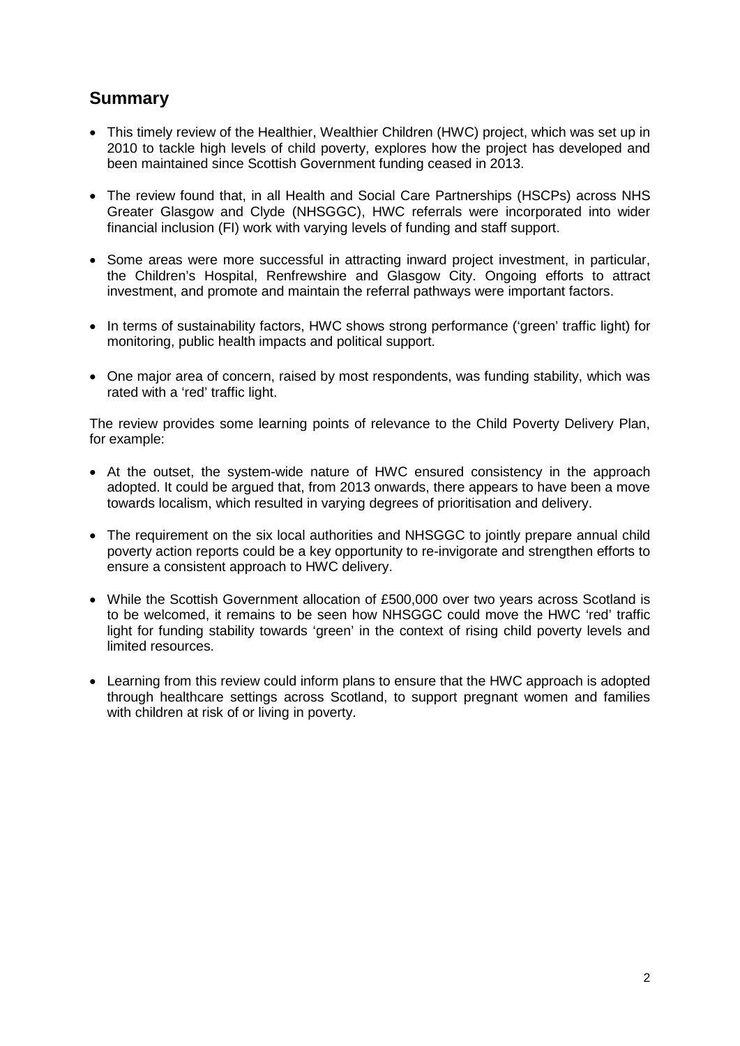## Summary

- This timely review of the Healthier, Wealthier Children (HWC) project, which was set up in 2010 to tackle high levels of child poverty, explores how the project has developed and been maintained since Scottish Government funding ceased in 2013.
- The review found that, in all Health and Social Care Partnerships (HSCPs) across NHS Greater Glasgow and Clyde (NHSGGC), HWC referrals were incorporated into wider financial inclusion (FI) work with varying levels of funding and staff support.
- Some areas were more successful in attracting inward project investment, in particular, the Children's Hospital, Renfrewshire and Glasgow City. Ongoing efforts to attract investment, and promote and maintain the referral pathways were important factors.
- In terms of sustainability factors, HWC shows strong performance ('green' traffic light) for monitoring, public health impacts and political support.
- One major area of concern, raised by most respondents, was funding stability, which was rated with a 'red' traffic light.

The review provides some learning points of relevance to the Child Poverty Delivery Plan, for example:

- At the outset, the system-wide nature of HWC ensured consistency in the approach adopted. It could be argued that, from 2013 onwards, there appears to have been a move towards localism, which resulted in varying degrees of prioritisation and delivery.
- The requirement on the six local authorities and NHSGGC to jointly prepare annual child poverty action reports could be a key opportunity to re-invigorate and strengthen efforts to ensure a consistent approach to HWC delivery.
- While the Scottish Government allocation of £500,000 over two years across Scotland is to be welcomed, it remains to be seen how NHSGGC could move the HWC 'red' traffic light for funding stability towards 'green' in the context of rising child poverty levels and limited resources.
- Learning from this review could inform plans to ensure that the HWC approach is adopted through healthcare settings across Scotland, to support pregnant women and families with children at risk of or living in poverty.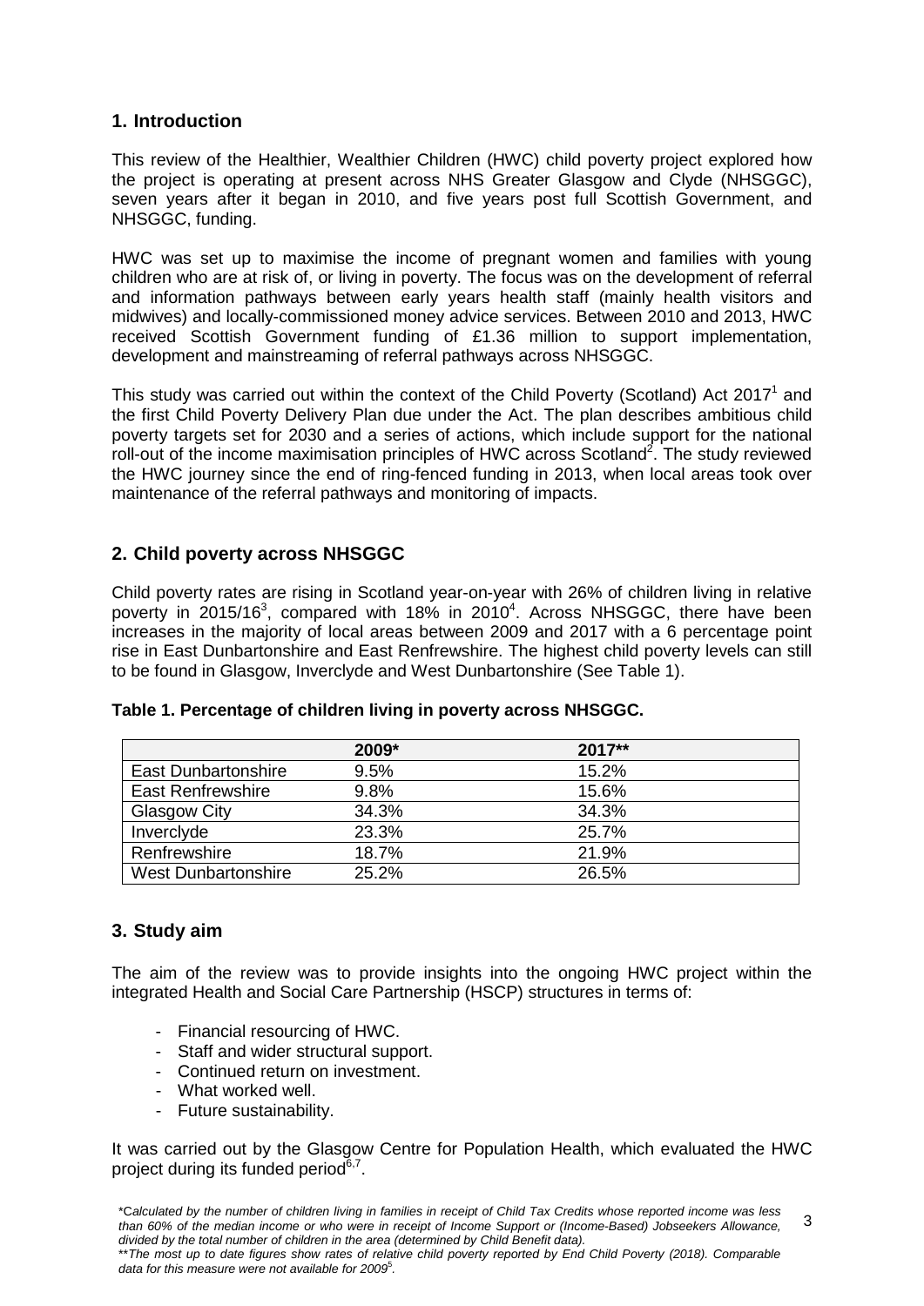## 1. Introduction

This review of the Healthier, Wealthier Children (HWC) child poverty project explored how the project is operating at present across NHS Greater Glasgow and Clyde (NHSGGC), seven years after it began in 2010, and five years post full Scottish Government, and NHSGGC, funding.

HWC was set up to maximise the income of pregnant women and families with young children who are at risk of, or living in poverty. The focus was on the development of referral and information pathways between early years health staff (mainly health visitors and midwives) and locally-commissioned money advice services. Between 2010 and 2013, HWC received Scottish Government funding of £1.36 million to support implementation, development and mainstreaming of referral pathways across NHSGGC.

This study was carried out within the context of the Child Poverty (Scotland) Act 2017[1] and the first Child Poverty Delivery Plan due under the Act. The plan describes ambitious child poverty targets set for 2030 and a series of actions, which include support for the national roll-out of the income maximisation principles of HWC across Scotland[2]. The study reviewed the HWC journey since the end of ring-fenced funding in 2013, when local areas took over maintenance of the referral pathways and monitoring of impacts.

## 2. Child poverty across NHSGGC

Child poverty rates are rising in Scotland year-on-year with 26% of children living in relative poverty in 2015/16[3], compared with 18% in 2010[4]. Across NHSGGC, there have been increases in the majority of local areas between 2009 and 2017 with a 6 percentage point rise in East Dunbartonshire and East Renfrewshire. The highest child poverty levels can still to be found in Glasgow, Inverclyde and West Dunbartonshire (See Table 1).

**Table 1. Percentage of children living in poverty across NHSGGC.**

| | 2009* | 2017** |
|---|---|---|
| East Dunbartonshire | 9.5% | 15.2% |
| East Renfrewshire | 9.8% | 15.6% |
| Glasgow City | 34.3% | 34.3% |
| Inverclyde | 23.3% | 25.7% |
| Renfrewshire | 18.7% | 21.9% |
| West Dunbartonshire | 25.2% | 26.5% |

## 3. Study aim

The aim of the review was to provide insights into the ongoing HWC project within the integrated Health and Social Care Partnership (HSCP) structures in terms of:

- Financial resourcing of HWC.
- Staff and wider structural support.
- Continued return on investment.
- What worked well.
- Future sustainability.

It was carried out by the Glasgow Centre for Population Health, which evaluated the HWC project during its funded period[6,7].

*\*Calculated by the number of children living in families in receipt of Child Tax Credits whose reported income was less than 60% of the median income or who were in receipt of Income Support or (Income-Based) Jobseekers Allowance, divided by the total number of children in the area (determined by Child Benefit data).*
*\*\*The most up to date figures show rates of relative child poverty reported by End Child Poverty (2018). Comparable data for this measure were not available for 2009[5].*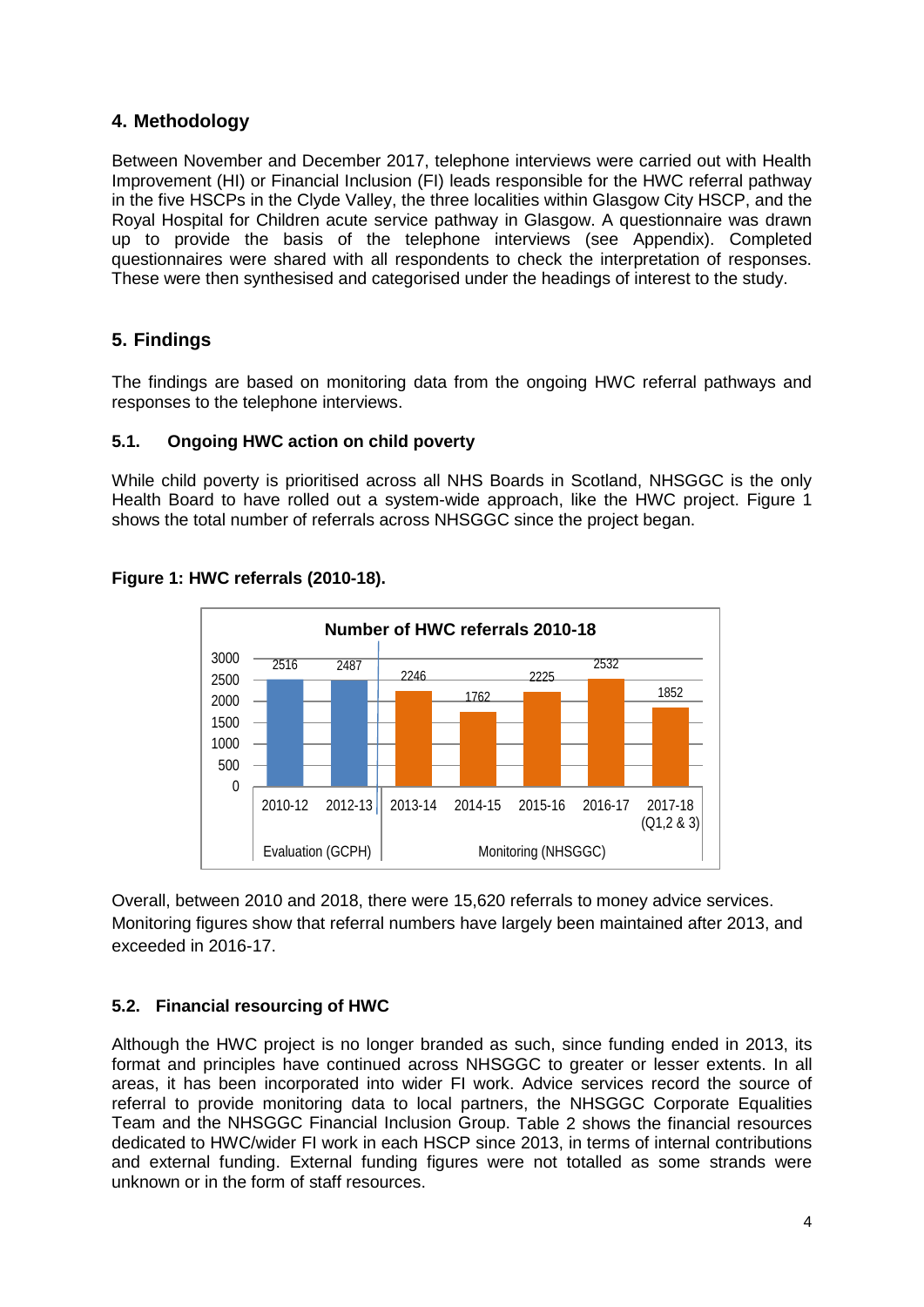## 4. Methodology

Between November and December 2017, telephone interviews were carried out with Health Improvement (HI) or Financial Inclusion (FI) leads responsible for the HWC referral pathway in the five HSCPs in the Clyde Valley, the three localities within Glasgow City HSCP, and the Royal Hospital for Children acute service pathway in Glasgow. A questionnaire was drawn up to provide the basis of the telephone interviews (see Appendix). Completed questionnaires were shared with all respondents to check the interpretation of responses. These were then synthesised and categorised under the headings of interest to the study.

## 5. Findings

The findings are based on monitoring data from the ongoing HWC referral pathways and responses to the telephone interviews.

### 5.1. Ongoing HWC action on child poverty

While child poverty is prioritised across all NHS Boards in Scotland, NHSGGC is the only Health Board to have rolled out a system-wide approach, like the HWC project. Figure 1 shows the total number of referrals across NHSGGC since the project began.

**Figure 1: HWC referrals (2010-18).**

| Number of HWC referrals 2010-18 | | |
|---|---|---|
| 2010-12 | 2516 | Evaluation (GCPH) |
| 2012-13 | 2487 | Evaluation (GCPH) |
| 2013-14 | 2246 | Monitoring (NHSGGC) |
| 2014-15 | 1762 | Monitoring (NHSGGC) |
| 2015-16 | 2225 | Monitoring (NHSGGC) |
| 2016-17 | 2532 | Monitoring (NHSGGC) |
| 2017-18 (Q1,2 & 3) | 1852 | Monitoring (NHSGGC) |

Overall, between 2010 and 2018, there were 15,620 referrals to money advice services. Monitoring figures show that referral numbers have largely been maintained after 2013, and exceeded in 2016-17.

### 5.2. Financial resourcing of HWC

Although the HWC project is no longer branded as such, since funding ended in 2013, its format and principles have continued across NHSGGC to greater or lesser extents. In all areas, it has been incorporated into wider FI work. Advice services record the source of referral to provide monitoring data to local partners, the NHSGGC Corporate Equalities Team and the NHSGGC Financial Inclusion Group. Table 2 shows the financial resources dedicated to HWC/wider FI work in each HSCP since 2013, in terms of internal contributions and external funding. External funding figures were not totalled as some strands were unknown or in the form of staff resources.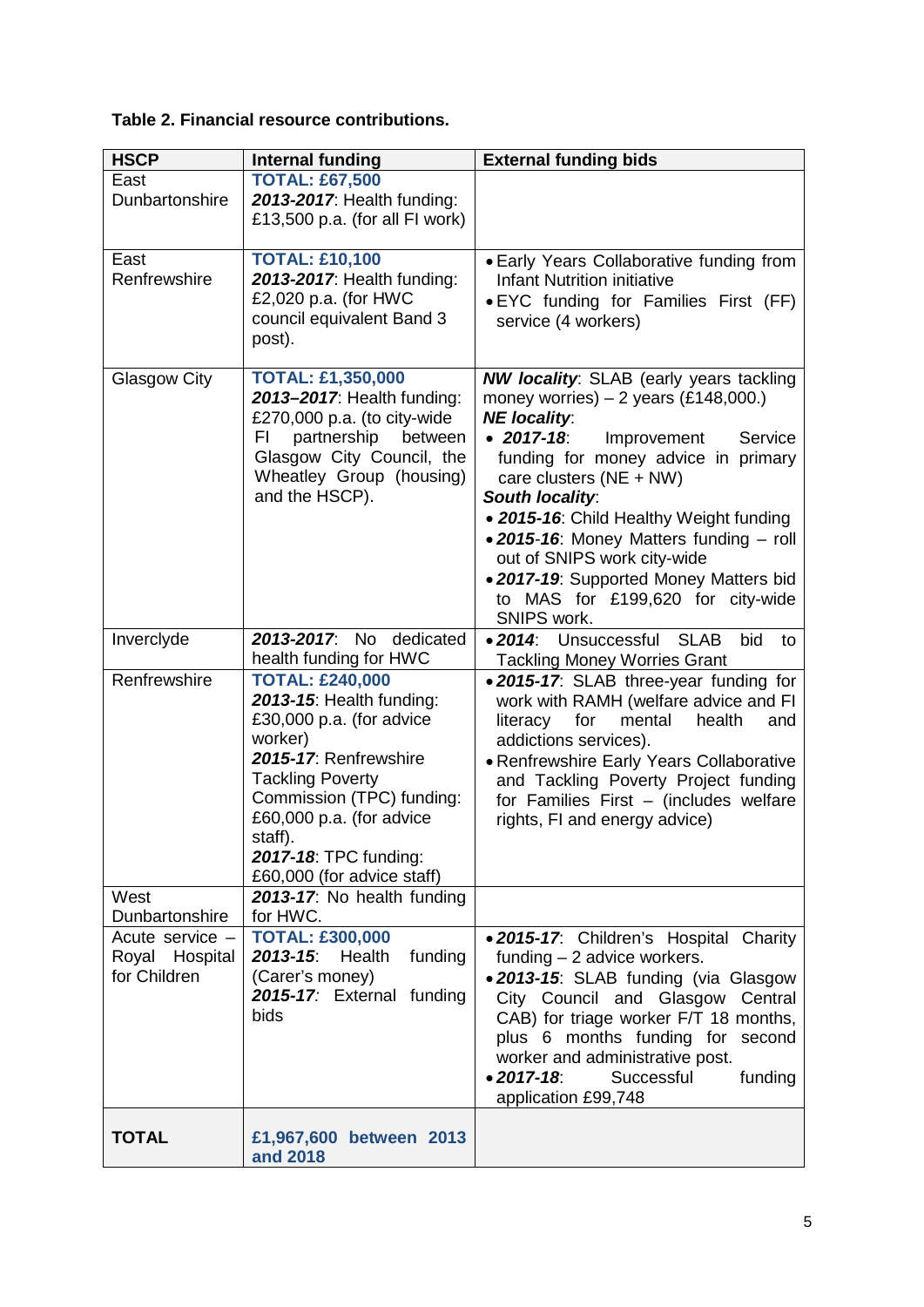**Table 2. Financial resource contributions.**

| HSCP | Internal funding | External funding bids |
|---|---|---|
| East Dunbartonshire | **TOTAL: £67,500**<br>***2013-2017***: Health funding: £13,500 p.a. (for all FI work) | |
| East Renfrewshire | **TOTAL: £10,100**<br>***2013-2017***: Health funding: £2,020 p.a. (for HWC council equivalent Band 3 post). | • Early Years Collaborative funding from Infant Nutrition initiative<br>• EYC funding for Families First (FF) service (4 workers) |
| Glasgow City | **TOTAL: £1,350,000**<br>***2013–2017***: Health funding: £270,000 p.a. (to city-wide FI partnership between Glasgow City Council, the Wheatley Group (housing) and the HSCP). | ***NW locality***: SLAB (early years tackling money worries) – 2 years (£148,000.)<br>***NE locality***:<br>• ***2017-18***: Improvement Service funding for money advice in primary care clusters (NE + NW)<br>***South locality***:<br>• ***2015-16***: Child Healthy Weight funding<br>• ***2015-16***: Money Matters funding – roll out of SNIPS work city-wide<br>• ***2017-19***: Supported Money Matters bid to MAS for £199,620 for city-wide SNIPS work. |
| Inverclyde | ***2013-2017***: No dedicated health funding for HWC | • ***2014***: Unsuccessful SLAB bid to Tackling Money Worries Grant |
| Renfrewshire | **TOTAL: £240,000**<br>***2013-15***: Health funding: £30,000 p.a. (for advice worker)<br>***2015-17***: Renfrewshire Tackling Poverty Commission (TPC) funding: £60,000 p.a. (for advice staff).<br>***2017-18***: TPC funding: £60,000 (for advice staff) | • ***2015-17***: SLAB three-year funding for work with RAMH (welfare advice and FI literacy for mental health and addictions services).<br>• Renfrewshire Early Years Collaborative and Tackling Poverty Project funding for Families First – (includes welfare rights, FI and energy advice) |
| West Dunbartonshire | ***2013-17***: No health funding for HWC. | |
| Acute service – Royal Hospital for Children | **TOTAL: £300,000**<br>***2013-15***: Health funding (Carer's money)<br>***2015-17***: External funding bids | • ***2015-17***: Children's Hospital Charity funding – 2 advice workers.<br>• ***2013-15***: SLAB funding (via Glasgow City Council and Glasgow Central CAB) for triage worker F/T 18 months, plus 6 months funding for second worker and administrative post.<br>• ***2017-18***: Successful funding application £99,748 |
| **TOTAL** | **£1,967,600 between 2013 and 2018** | |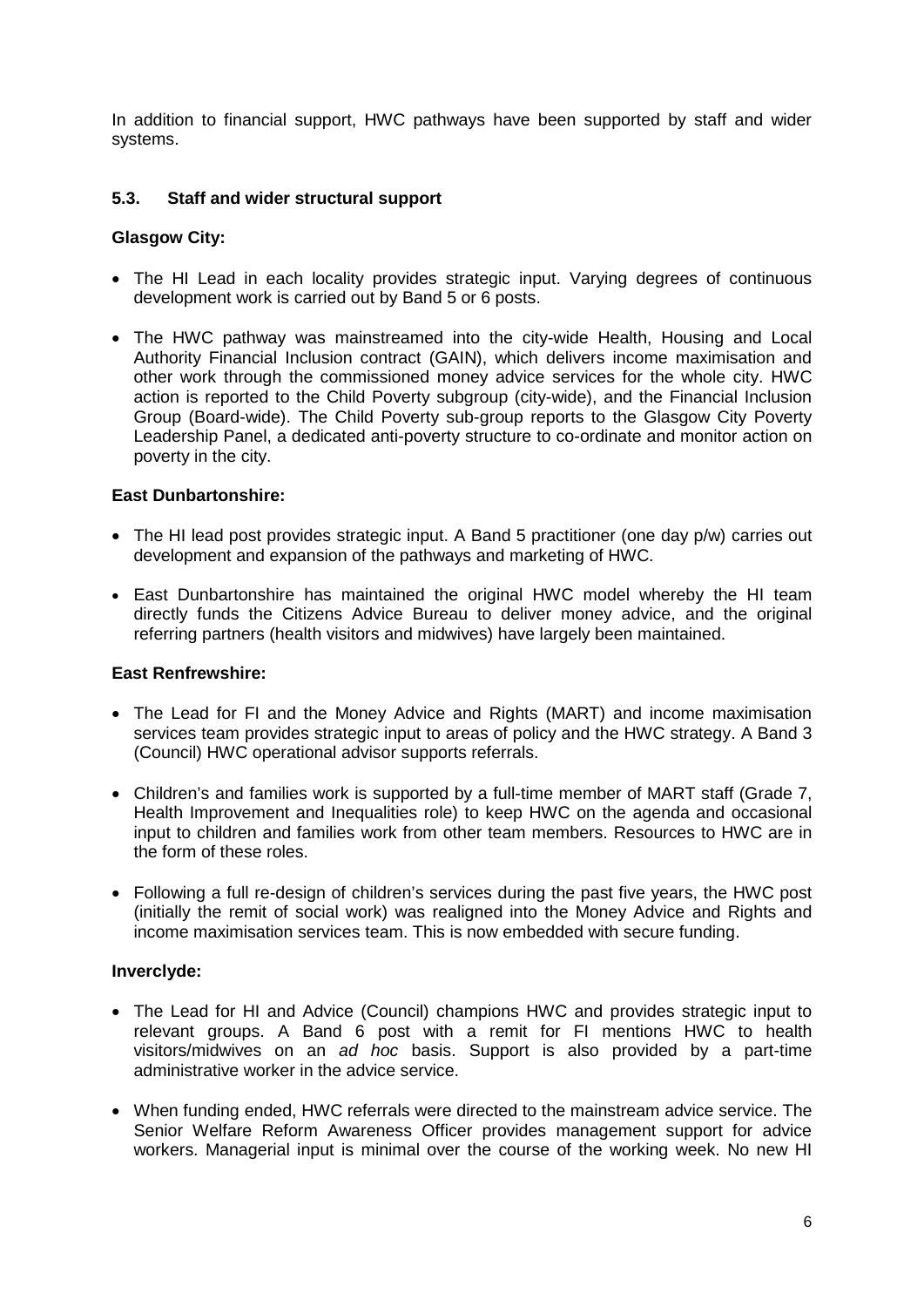In addition to financial support, HWC pathways have been supported by staff and wider systems.

### 5.3. Staff and wider structural support

**Glasgow City:**

- The HI Lead in each locality provides strategic input. Varying degrees of continuous development work is carried out by Band 5 or 6 posts.
- The HWC pathway was mainstreamed into the city-wide Health, Housing and Local Authority Financial Inclusion contract (GAIN), which delivers income maximisation and other work through the commissioned money advice services for the whole city. HWC action is reported to the Child Poverty subgroup (city-wide), and the Financial Inclusion Group (Board-wide). The Child Poverty sub-group reports to the Glasgow City Poverty Leadership Panel, a dedicated anti-poverty structure to co-ordinate and monitor action on poverty in the city.

**East Dunbartonshire:**

- The HI lead post provides strategic input. A Band 5 practitioner (one day p/w) carries out development and expansion of the pathways and marketing of HWC.
- East Dunbartonshire has maintained the original HWC model whereby the HI team directly funds the Citizens Advice Bureau to deliver money advice, and the original referring partners (health visitors and midwives) have largely been maintained.

**East Renfrewshire:**

- The Lead for FI and the Money Advice and Rights (MART) and income maximisation services team provides strategic input to areas of policy and the HWC strategy. A Band 3 (Council) HWC operational advisor supports referrals.
- Children's and families work is supported by a full-time member of MART staff (Grade 7, Health Improvement and Inequalities role) to keep HWC on the agenda and occasional input to children and families work from other team members. Resources to HWC are in the form of these roles.
- Following a full re-design of children's services during the past five years, the HWC post (initially the remit of social work) was realigned into the Money Advice and Rights and income maximisation services team. This is now embedded with secure funding.

**Inverclyde:**

- The Lead for HI and Advice (Council) champions HWC and provides strategic input to relevant groups. A Band 6 post with a remit for FI mentions HWC to health visitors/midwives on an *ad hoc* basis. Support is also provided by a part-time administrative worker in the advice service.
- When funding ended, HWC referrals were directed to the mainstream advice service. The Senior Welfare Reform Awareness Officer provides management support for advice workers. Managerial input is minimal over the course of the working week. No new HI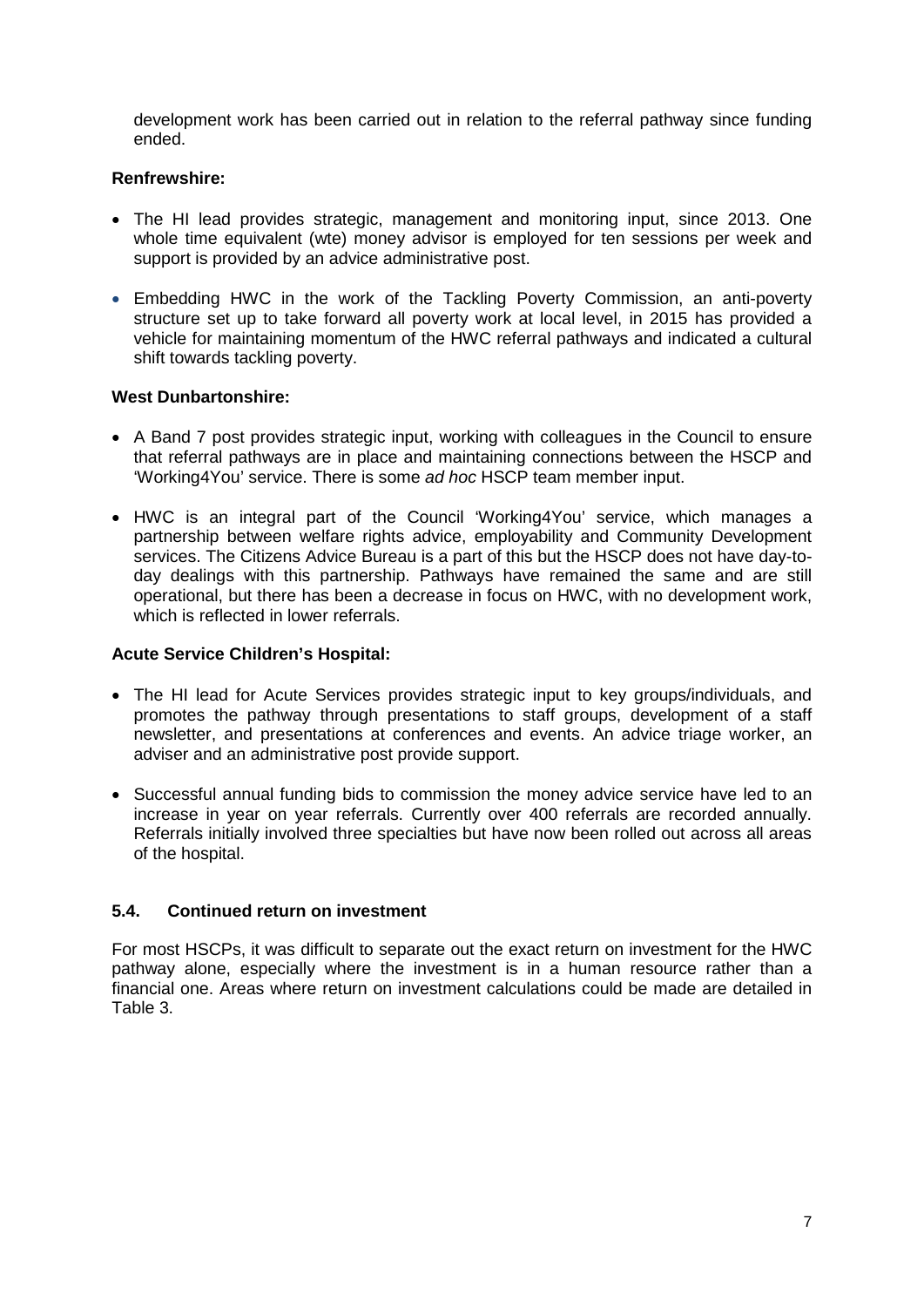development work has been carried out in relation to the referral pathway since funding ended.

**Renfrewshire:**

- The HI lead provides strategic, management and monitoring input, since 2013. One whole time equivalent (wte) money advisor is employed for ten sessions per week and support is provided by an advice administrative post.
- Embedding HWC in the work of the Tackling Poverty Commission, an anti-poverty structure set up to take forward all poverty work at local level, in 2015 has provided a vehicle for maintaining momentum of the HWC referral pathways and indicated a cultural shift towards tackling poverty.

**West Dunbartonshire:**

- A Band 7 post provides strategic input, working with colleagues in the Council to ensure that referral pathways are in place and maintaining connections between the HSCP and 'Working4You' service. There is some *ad hoc* HSCP team member input.
- HWC is an integral part of the Council 'Working4You' service, which manages a partnership between welfare rights advice, employability and Community Development services. The Citizens Advice Bureau is a part of this but the HSCP does not have day-to-day dealings with this partnership. Pathways have remained the same and are still operational, but there has been a decrease in focus on HWC, with no development work, which is reflected in lower referrals.

**Acute Service Children's Hospital:**

- The HI lead for Acute Services provides strategic input to key groups/individuals, and promotes the pathway through presentations to staff groups, development of a staff newsletter, and presentations at conferences and events. An advice triage worker, an adviser and an administrative post provide support.
- Successful annual funding bids to commission the money advice service have led to an increase in year on year referrals. Currently over 400 referrals are recorded annually. Referrals initially involved three specialties but have now been rolled out across all areas of the hospital.

### 5.4. Continued return on investment

For most HSCPs, it was difficult to separate out the exact return on investment for the HWC pathway alone, especially where the investment is in a human resource rather than a financial one. Areas where return on investment calculations could be made are detailed in Table 3.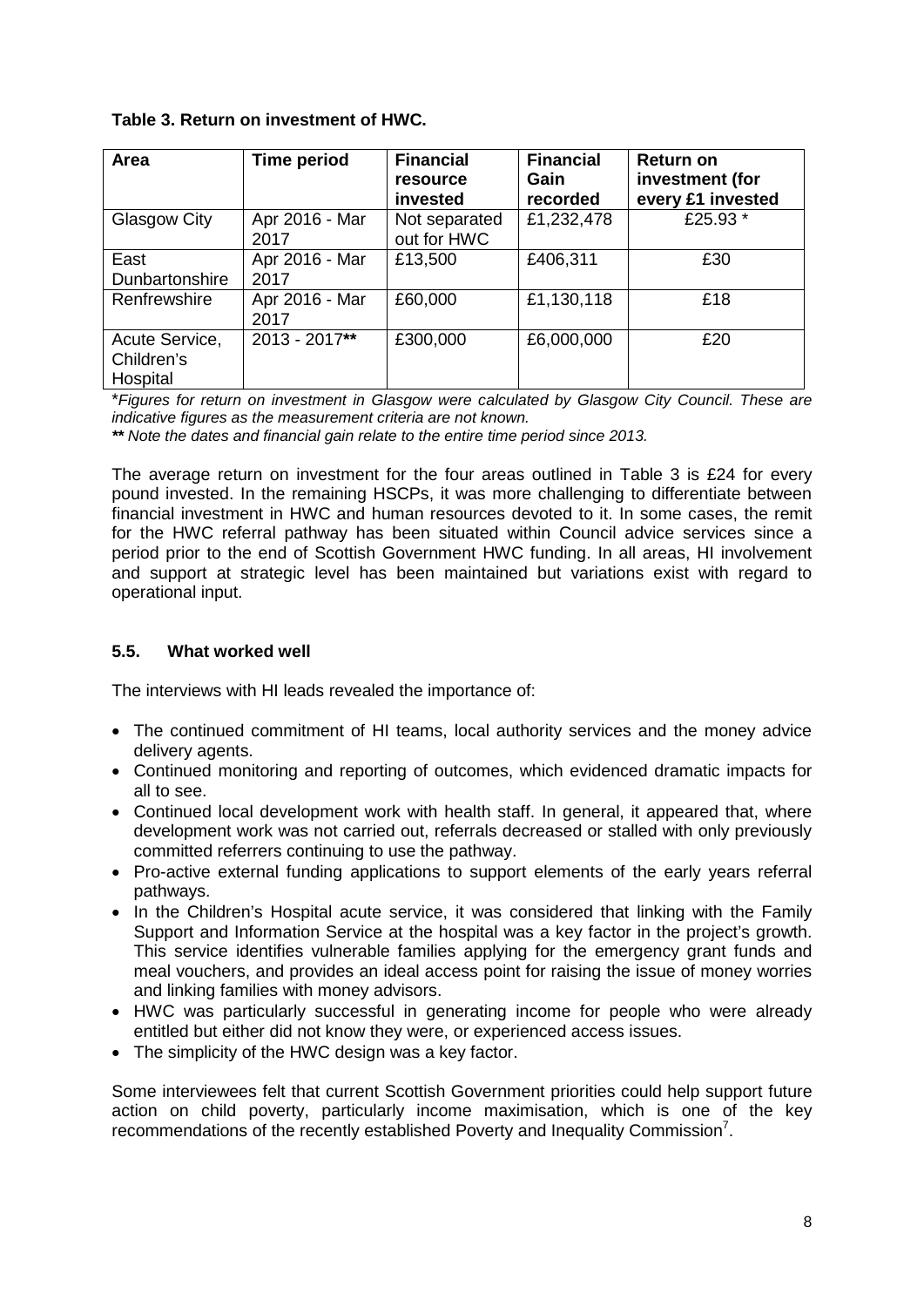**Table 3. Return on investment of HWC.**

| Area | Time period | Financial resource invested | Financial Gain recorded | Return on investment (for every £1 invested |
|---|---|---|---|---|
| Glasgow City | Apr 2016 - Mar 2017 | Not separated out for HWC | £1,232,478 | £25.93 * |
| East Dunbartonshire | Apr 2016 - Mar 2017 | £13,500 | £406,311 | £30 |
| Renfrewshire | Apr 2016 - Mar 2017 | £60,000 | £1,130,118 | £18 |
| Acute Service, Children's Hospital | 2013 - 2017** | £300,000 | £6,000,000 | £20 |

**Figures for return on investment in Glasgow were calculated by Glasgow City Council. These are indicative figures as the measurement criteria are not known.*

*** Note the dates and financial gain relate to the entire time period since 2013.*

The average return on investment for the four areas outlined in Table 3 is £24 for every pound invested. In the remaining HSCPs, it was more challenging to differentiate between financial investment in HWC and human resources devoted to it. In some cases, the remit for the HWC referral pathway has been situated within Council advice services since a period prior to the end of Scottish Government HWC funding. In all areas, HI involvement and support at strategic level has been maintained but variations exist with regard to operational input.

### 5.5. What worked well

The interviews with HI leads revealed the importance of:

- The continued commitment of HI teams, local authority services and the money advice delivery agents.
- Continued monitoring and reporting of outcomes, which evidenced dramatic impacts for all to see.
- Continued local development work with health staff. In general, it appeared that, where development work was not carried out, referrals decreased or stalled with only previously committed referrers continuing to use the pathway.
- Pro-active external funding applications to support elements of the early years referral pathways.
- In the Children's Hospital acute service, it was considered that linking with the Family Support and Information Service at the hospital was a key factor in the project's growth. This service identifies vulnerable families applying for the emergency grant funds and meal vouchers, and provides an ideal access point for raising the issue of money worries and linking families with money advisors.
- HWC was particularly successful in generating income for people who were already entitled but either did not know they were, or experienced access issues.
- The simplicity of the HWC design was a key factor.

Some interviewees felt that current Scottish Government priorities could help support future action on child poverty, particularly income maximisation, which is one of the key recommendations of the recently established Poverty and Inequality Commission[7].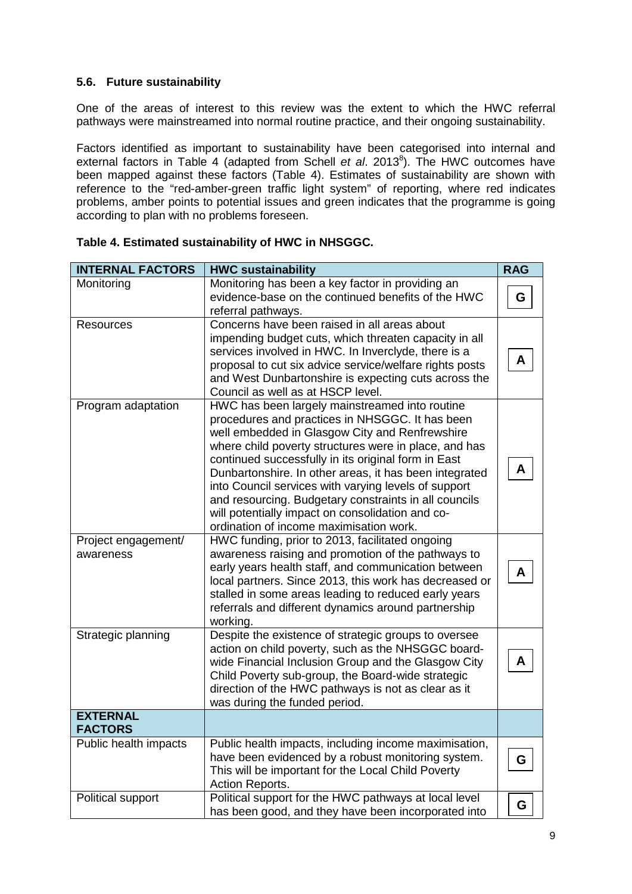### 5.6. Future sustainability

One of the areas of interest to this review was the extent to which the HWC referral pathways were mainstreamed into normal routine practice, and their ongoing sustainability.

Factors identified as important to sustainability have been categorised into internal and external factors in Table 4 (adapted from Schell *et al*. 2013[8]). The HWC outcomes have been mapped against these factors (Table 4). Estimates of sustainability are shown with reference to the "red-amber-green traffic light system" of reporting, where red indicates problems, amber points to potential issues and green indicates that the programme is going according to plan with no problems foreseen.

**Table 4. Estimated sustainability of HWC in NHSGGC.**

| **INTERNAL FACTORS** | **HWC sustainability** | **RAG** |
|---|---|---|
| Monitoring | Monitoring has been a key factor in providing an evidence-base on the continued benefits of the HWC referral pathways. | G |
| Resources | Concerns have been raised in all areas about impending budget cuts, which threaten capacity in all services involved in HWC. In Inverclyde, there is a proposal to cut six advice service/welfare rights posts and West Dunbartonshire is expecting cuts across the Council as well as at HSCP level. | A |
| Program adaptation | HWC has been largely mainstreamed into routine procedures and practices in NHSGGC. It has been well embedded in Glasgow City and Renfrewshire where child poverty structures were in place, and has continued successfully in its original form in East Dunbartonshire. In other areas, it has been integrated into Council services with varying levels of support and resourcing. Budgetary constraints in all councils will potentially impact on consolidation and co-ordination of income maximisation work. | A |
| Project engagement/ awareness | HWC funding, prior to 2013, facilitated ongoing awareness raising and promotion of the pathways to early years health staff, and communication between local partners. Since 2013, this work has decreased or stalled in some areas leading to reduced early years referrals and different dynamics around partnership working. | A |
| Strategic planning | Despite the existence of strategic groups to oversee action on child poverty, such as the NHSGGC board-wide Financial Inclusion Group and the Glasgow City Child Poverty sub-group, the Board-wide strategic direction of the HWC pathways is not as clear as it was during the funded period. | A |
| **EXTERNAL FACTORS** | | |
| Public health impacts | Public health impacts, including income maximisation, have been evidenced by a robust monitoring system. This will be important for the Local Child Poverty Action Reports. | G |
| Political support | Political support for the HWC pathways at local level has been good, and they have been incorporated into | G |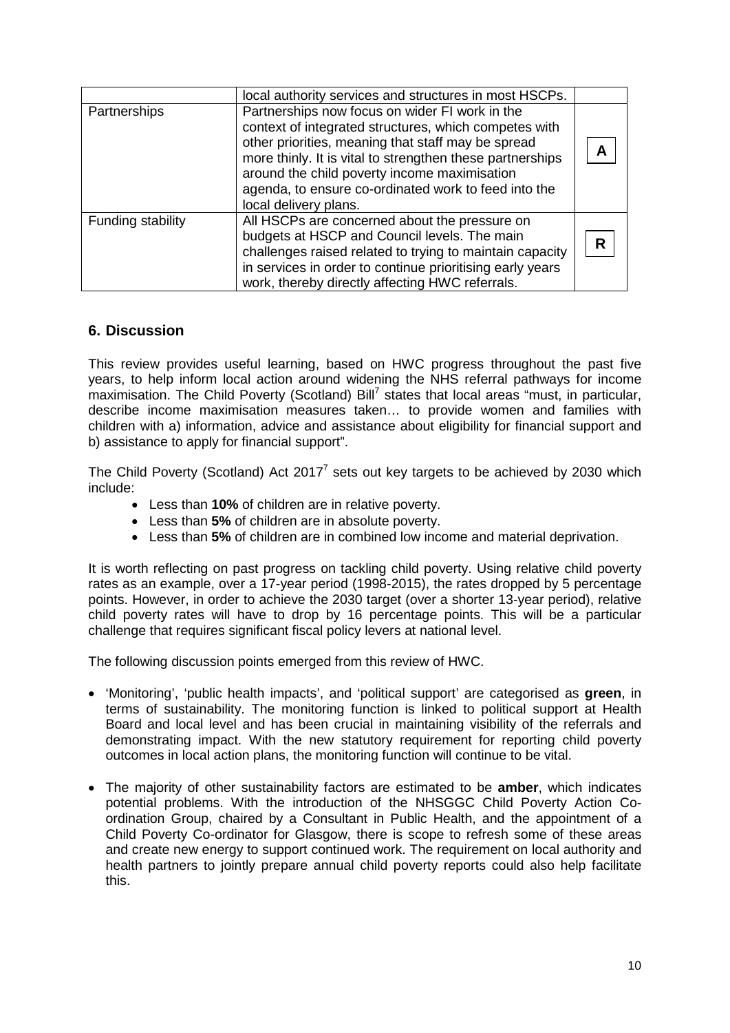| | | |
|---|---|---|
| | local authority services and structures in most HSCPs. | |
| Partnerships | Partnerships now focus on wider FI work in the context of integrated structures, which competes with other priorities, meaning that staff may be spread more thinly. It is vital to strengthen these partnerships around the child poverty income maximisation agenda, to ensure co-ordinated work to feed into the local delivery plans. | A |
| Funding stability | All HSCPs are concerned about the pressure on budgets at HSCP and Council levels. The main challenges raised related to trying to maintain capacity in services in order to continue prioritising early years work, thereby directly affecting HWC referrals. | R |

## 6. Discussion

This review provides useful learning, based on HWC progress throughout the past five years, to help inform local action around widening the NHS referral pathways for income maximisation. The Child Poverty (Scotland) Bill[7] states that local areas "must, in particular, describe income maximisation measures taken… to provide women and families with children with a) information, advice and assistance about eligibility for financial support and b) assistance to apply for financial support".

The Child Poverty (Scotland) Act 2017[7] sets out key targets to be achieved by 2030 which include:

- Less than **10%** of children are in relative poverty.
- Less than **5%** of children are in absolute poverty.
- Less than **5%** of children are in combined low income and material deprivation.

It is worth reflecting on past progress on tackling child poverty. Using relative child poverty rates as an example, over a 17-year period (1998-2015), the rates dropped by 5 percentage points. However, in order to achieve the 2030 target (over a shorter 13-year period), relative child poverty rates will have to drop by 16 percentage points. This will be a particular challenge that requires significant fiscal policy levers at national level.

The following discussion points emerged from this review of HWC.

- 'Monitoring', 'public health impacts', and 'political support' are categorised as **green**, in terms of sustainability. The monitoring function is linked to political support at Health Board and local level and has been crucial in maintaining visibility of the referrals and demonstrating impact. With the new statutory requirement for reporting child poverty outcomes in local action plans, the monitoring function will continue to be vital.

- The majority of other sustainability factors are estimated to be **amber**, which indicates potential problems. With the introduction of the NHSGGC Child Poverty Action Co-ordination Group, chaired by a Consultant in Public Health, and the appointment of a Child Poverty Co-ordinator for Glasgow, there is scope to refresh some of these areas and create new energy to support continued work. The requirement on local authority and health partners to jointly prepare annual child poverty reports could also help facilitate this.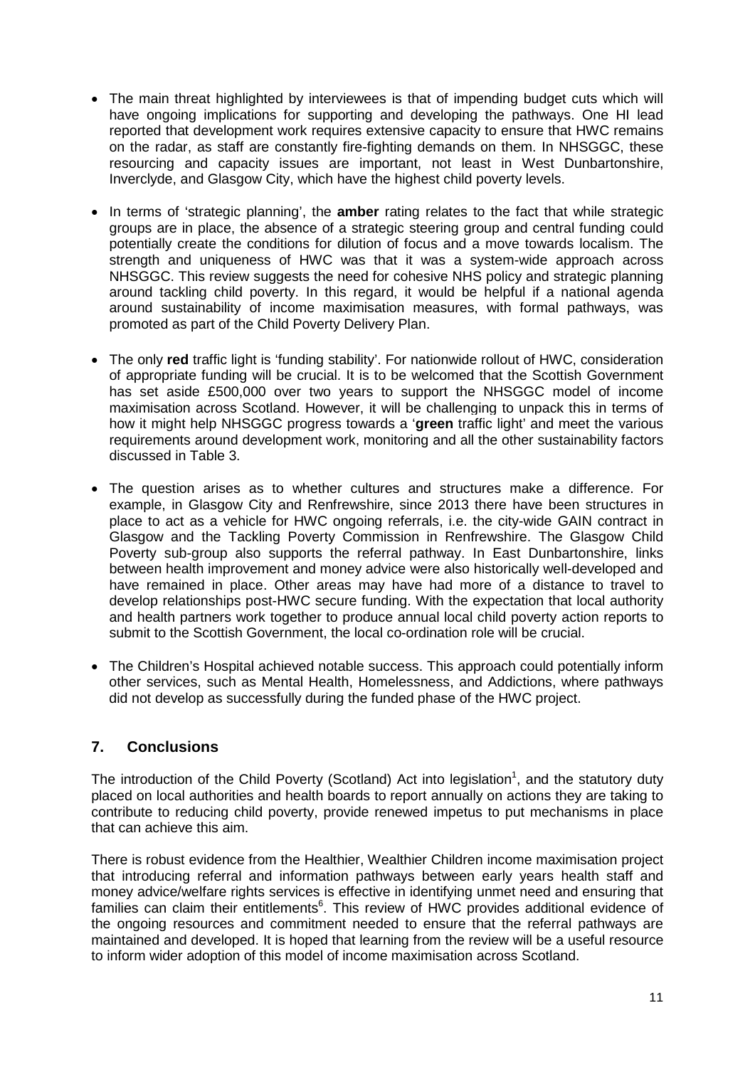- The main threat highlighted by interviewees is that of impending budget cuts which will have ongoing implications for supporting and developing the pathways. One HI lead reported that development work requires extensive capacity to ensure that HWC remains on the radar, as staff are constantly fire-fighting demands on them. In NHSGGC, these resourcing and capacity issues are important, not least in West Dunbartonshire, Inverclyde, and Glasgow City, which have the highest child poverty levels.

- In terms of 'strategic planning', the **amber** rating relates to the fact that while strategic groups are in place, the absence of a strategic steering group and central funding could potentially create the conditions for dilution of focus and a move towards localism. The strength and uniqueness of HWC was that it was a system-wide approach across NHSGGC. This review suggests the need for cohesive NHS policy and strategic planning around tackling child poverty. In this regard, it would be helpful if a national agenda around sustainability of income maximisation measures, with formal pathways, was promoted as part of the Child Poverty Delivery Plan.

- The only **red** traffic light is 'funding stability'. For nationwide rollout of HWC, consideration of appropriate funding will be crucial. It is to be welcomed that the Scottish Government has set aside £500,000 over two years to support the NHSGGC model of income maximisation across Scotland. However, it will be challenging to unpack this in terms of how it might help NHSGGC progress towards a '**green** traffic light' and meet the various requirements around development work, monitoring and all the other sustainability factors discussed in Table 3.

- The question arises as to whether cultures and structures make a difference. For example, in Glasgow City and Renfrewshire, since 2013 there have been structures in place to act as a vehicle for HWC ongoing referrals, i.e. the city-wide GAIN contract in Glasgow and the Tackling Poverty Commission in Renfrewshire. The Glasgow Child Poverty sub-group also supports the referral pathway. In East Dunbartonshire, links between health improvement and money advice were also historically well-developed and have remained in place. Other areas may have had more of a distance to travel to develop relationships post-HWC secure funding. With the expectation that local authority and health partners work together to produce annual local child poverty action reports to submit to the Scottish Government, the local co-ordination role will be crucial.

- The Children's Hospital achieved notable success. This approach could potentially inform other services, such as Mental Health, Homelessness, and Addictions, where pathways did not develop as successfully during the funded phase of the HWC project.

## 7. Conclusions

The introduction of the Child Poverty (Scotland) Act into legislation[1], and the statutory duty placed on local authorities and health boards to report annually on actions they are taking to contribute to reducing child poverty, provide renewed impetus to put mechanisms in place that can achieve this aim.

There is robust evidence from the Healthier, Wealthier Children income maximisation project that introducing referral and information pathways between early years health staff and money advice/welfare rights services is effective in identifying unmet need and ensuring that families can claim their entitlements[6]. This review of HWC provides additional evidence of the ongoing resources and commitment needed to ensure that the referral pathways are maintained and developed. It is hoped that learning from the review will be a useful resource to inform wider adoption of this model of income maximisation across Scotland.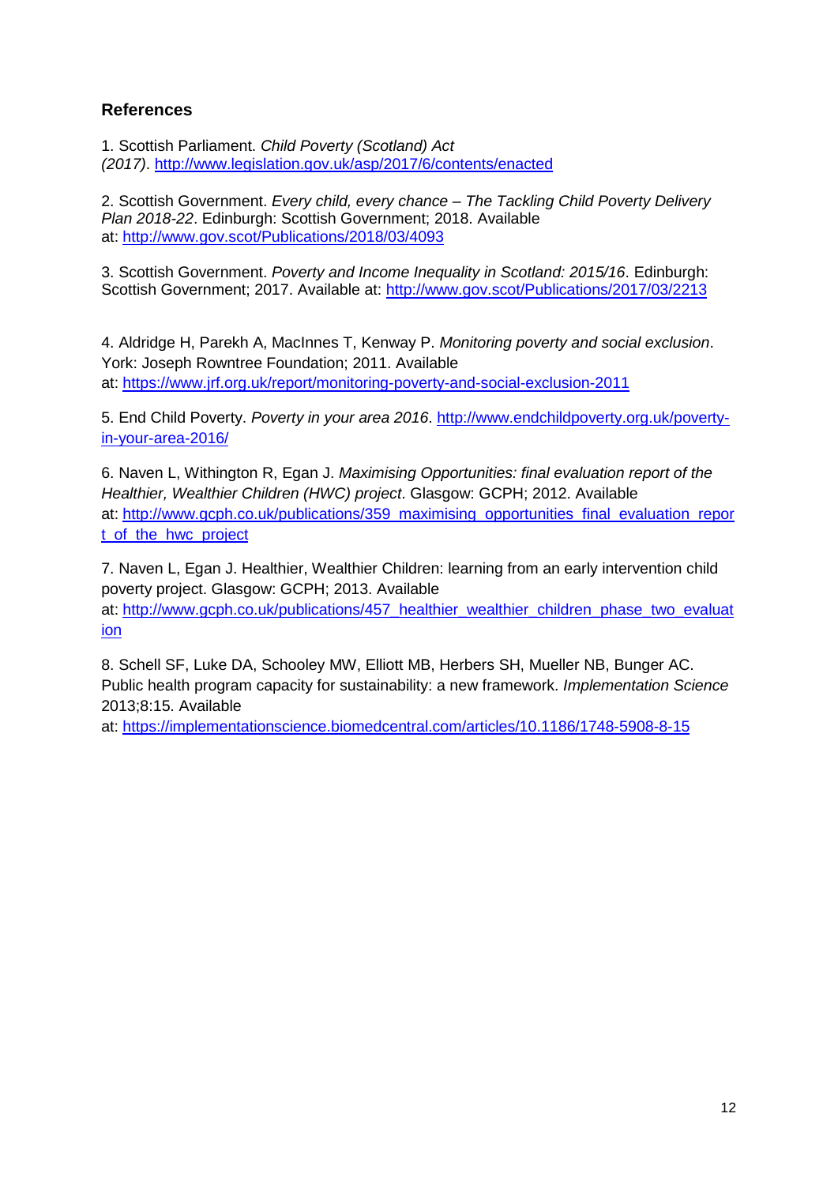## References

1. Scottish Parliament. *Child Poverty (Scotland) Act (2017)*. http://www.legislation.gov.uk/asp/2017/6/contents/enacted

2. Scottish Government. *Every child, every chance – The Tackling Child Poverty Delivery Plan 2018-22*. Edinburgh: Scottish Government; 2018. Available at: http://www.gov.scot/Publications/2018/03/4093

3. Scottish Government. *Poverty and Income Inequality in Scotland: 2015/16*. Edinburgh: Scottish Government; 2017. Available at: http://www.gov.scot/Publications/2017/03/2213

4. Aldridge H, Parekh A, MacInnes T, Kenway P. *Monitoring poverty and social exclusion*. York: Joseph Rowntree Foundation; 2011. Available at: https://www.jrf.org.uk/report/monitoring-poverty-and-social-exclusion-2011

5. End Child Poverty. *Poverty in your area 2016*. http://www.endchildpoverty.org.uk/poverty-in-your-area-2016/

6. Naven L, Withington R, Egan J. *Maximising Opportunities: final evaluation report of the Healthier, Wealthier Children (HWC) project*. Glasgow: GCPH; 2012. Available at: http://www.gcph.co.uk/publications/359_maximising_opportunities_final_evaluation_report_of_the_hwc_project

7. Naven L, Egan J. Healthier, Wealthier Children: learning from an early intervention child poverty project. Glasgow: GCPH; 2013. Available at: http://www.gcph.co.uk/publications/457_healthier_wealthier_children_phase_two_evaluation

8. Schell SF, Luke DA, Schooley MW, Elliott MB, Herbers SH, Mueller NB, Bunger AC. Public health program capacity for sustainability: a new framework. *Implementation Science* 2013;8:15. Available at: https://implementationscience.biomedcentral.com/articles/10.1186/1748-5908-8-15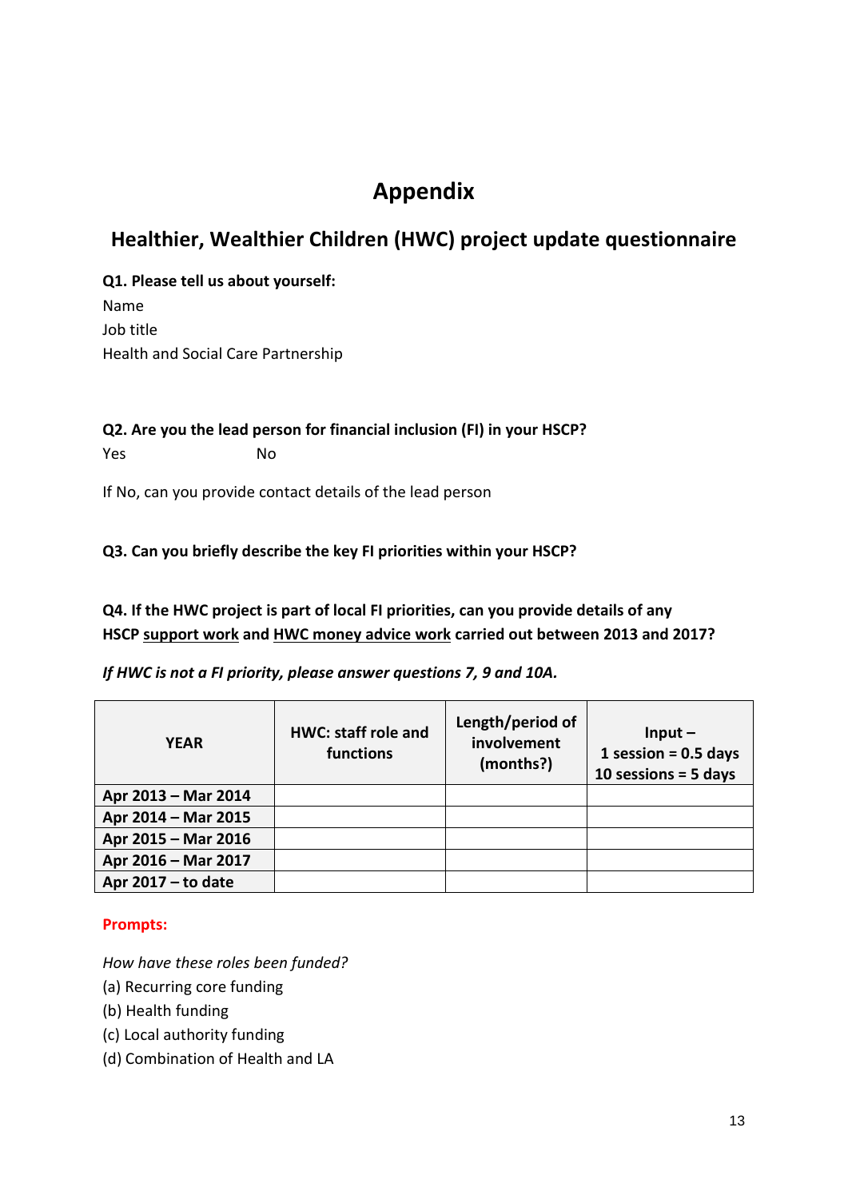# Appendix

## Healthier, Wealthier Children (HWC) project update questionnaire

**Q1. Please tell us about yourself:**

Name

Job title

Health and Social Care Partnership

**Q2. Are you the lead person for financial inclusion (FI) in your HSCP?**

Yes No

If No, can you provide contact details of the lead person

**Q3. Can you briefly describe the key FI priorities within your HSCP?**

**Q4. If the HWC project is part of local FI priorities, can you provide details of any HSCP <u>support work</u> and <u>HWC money advice work</u> carried out between 2013 and 2017?**

***If HWC is not a FI priority, please answer questions 7, 9 and 10A.***

| YEAR | HWC: staff role and functions | Length/period of involvement (months?) | Input – 1 session = 0.5 days 10 sessions = 5 days |
|---|---|---|---|
| **Apr 2013 – Mar 2014** | | | |
| **Apr 2014 – Mar 2015** | | | |
| **Apr 2015 – Mar 2016** | | | |
| **Apr 2016 – Mar 2017** | | | |
| **Apr 2017 – to date** | | | |

**Prompts:**

*How have these roles been funded?*

(a) Recurring core funding

(b) Health funding

(c) Local authority funding

(d) Combination of Health and LA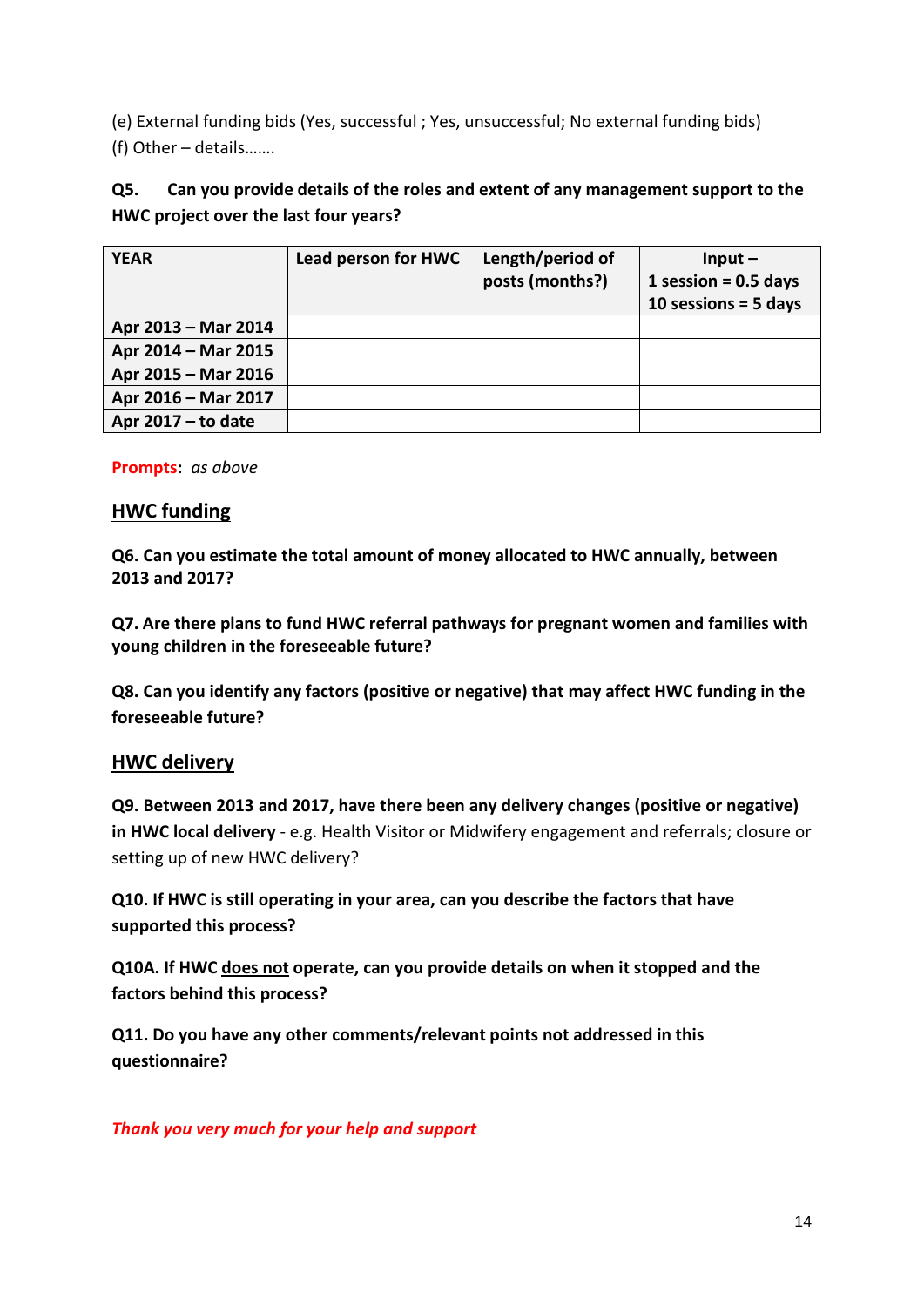(e) External funding bids (Yes, successful ; Yes, unsuccessful; No external funding bids)
(f) Other – details…….

**Q5. Can you provide details of the roles and extent of any management support to the HWC project over the last four years?**

| YEAR | Lead person for HWC | Length/period of posts (months?) | Input – 1 session = 0.5 days 10 sessions = 5 days |
|---|---|---|---|
| Apr 2013 – Mar 2014 | | | |
| Apr 2014 – Mar 2015 | | | |
| Apr 2015 – Mar 2016 | | | |
| Apr 2016 – Mar 2017 | | | |
| Apr 2017 – to date | | | |

**Prompts**: *as above*

## HWC funding

**Q6. Can you estimate the total amount of money allocated to HWC annually, between 2013 and 2017?**

**Q7. Are there plans to fund HWC referral pathways for pregnant women and families with young children in the foreseeable future?**

**Q8. Can you identify any factors (positive or negative) that may affect HWC funding in the foreseeable future?**

## HWC delivery

**Q9. Between 2013 and 2017, have there been any delivery changes (positive or negative) in HWC local delivery** - e.g. Health Visitor or Midwifery engagement and referrals; closure or setting up of new HWC delivery?

**Q10. If HWC is still operating in your area, can you describe the factors that have supported this process?**

**Q10A. If HWC does not operate, can you provide details on when it stopped and the factors behind this process?**

**Q11. Do you have any other comments/relevant points not addressed in this questionnaire?**

***Thank you very much for your help and support***